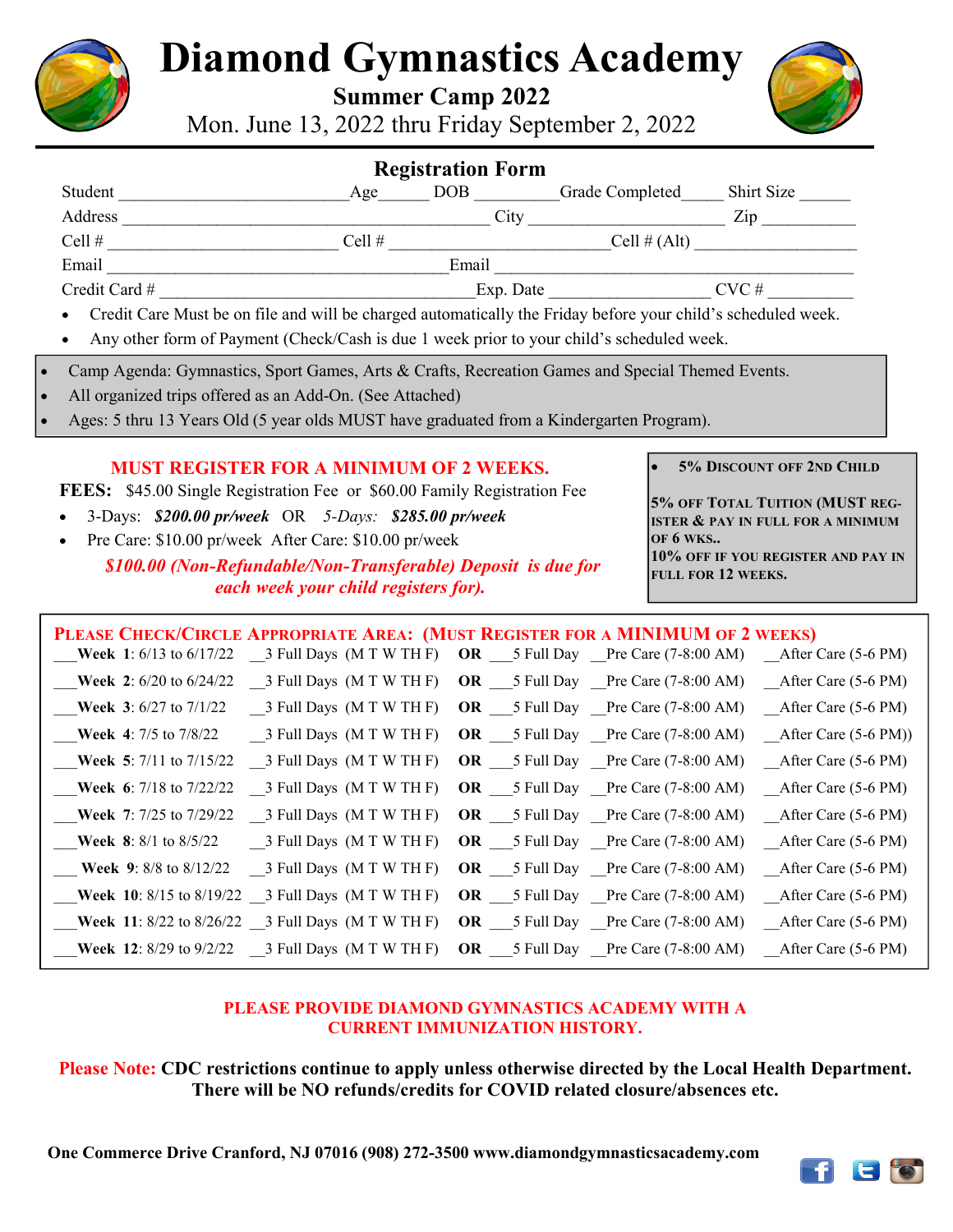# Diamond Gymnastics Academy

## Summer Camp 2022

Mon. June 13, 2022 thru Friday September 2, 2022

### Registration Form

Student ________________________ Age______ DOB __________ Grade Completed_____ Shirt Size ______

Address ________________________________________ City ______________________ Zip ___________

Cell # _________________________ Cell # ________________________ Cell # (Alt) __________________

Email ____________________________________ Email ________________________________________

Credit Card # ________________________________ Exp. Date _________________ CVC # __________

- Credit Care Must be on file and will be charged automatically the Friday before your child's scheduled week.
- Any other form of Payment (Check/Cash is due 1 week prior to your child's scheduled week.

---

- Camp Agenda: Gymnastics, Sport Games, Arts & Crafts, Recreation Games and Special Themed Events.
- All organized trips offered as an Add-On. (See Attached)
- Ages: 5 thru 13 Years Old (5 year olds MUST have graduated from a Kindergarten Program).

---

**MUST REGISTER FOR A MINIMUM OF 2 WEEKS.**

**FEES:** $45.00 Single Registration Fee or $60.00 Family Registration Fee

- 3-Days: ***$200.00 pr/week*** OR *5-Days:* ***$285.00 pr/week***
- Pre Care: $10.00 pr/week After Care: $10.00 pr/week

***$100.00 (Non-Refundable/Non-Transferable) Deposit is due for each week your child registers for).***

- **5% DISCOUNT OFF 2ND CHILD**

**5% OFF TOTAL TUITION (MUST REGISTER & PAY IN FULL FOR A MINIMUM OF 6 WKS..**

**10% OFF IF YOU REGISTER AND PAY IN FULL FOR 12 WEEKS.**

---

**PLEASE CHECK/CIRCLE APPROPRIATE AREA: (MUST REGISTER FOR A MINIMUM OF 2 WEEKS)**

| Week | 3 Days | | 5 Days | Pre Care | After Care |
|---|---|---|---|---|---|
| ___**Week 1**: 6/13 to 6/17/22 | __3 Full Days (M T W TH F) | **OR** | ___5 Full Day | __Pre Care (7-8:00 AM) | __After Care (5-6 PM) |
| ___**Week 2**: 6/20 to 6/24/22 | __3 Full Days (M T W TH F) | **OR** | ___5 Full Day | __Pre Care (7-8:00 AM) | __After Care (5-6 PM) |
| ___**Week 3**: 6/27 to 7/1/22 | __3 Full Days (M T W TH F) | **OR** | ___5 Full Day | __Pre Care (7-8:00 AM) | __After Care (5-6 PM) |
| ___**Week 4**: 7/5 to 7/8/22 | __3 Full Days (M T W TH F) | **OR** | ___5 Full Day | __Pre Care (7-8:00 AM) | __After Care (5-6 PM)) |
| ___**Week 5**: 7/11 to 7/15/22 | __3 Full Days (M T W TH F) | **OR** | ___5 Full Day | __Pre Care (7-8:00 AM) | __After Care (5-6 PM) |
| ___**Week 6**: 7/18 to 7/22/22 | __3 Full Days (M T W TH F) | **OR** | ___5 Full Day | __Pre Care (7-8:00 AM) | __After Care (5-6 PM) |
| ___**Week 7**: 7/25 to 7/29/22 | __3 Full Days (M T W TH F) | **OR** | ___5 Full Day | __Pre Care (7-8:00 AM) | __After Care (5-6 PM) |
| ___**Week 8**: 8/1 to 8/5/22 | __3 Full Days (M T W TH F) | **OR** | ___5 Full Day | __Pre Care (7-8:00 AM) | __After Care (5-6 PM) |
| ___ **Week 9**: 8/8 to 8/12/22 | __3 Full Days (M T W TH F) | **OR** | ___5 Full Day | __Pre Care (7-8:00 AM) | __After Care (5-6 PM) |
| ___**Week 10**: 8/15 to 8/19/22 | __3 Full Days (M T W TH F) | **OR** | ___5 Full Day | __Pre Care (7-8:00 AM) | __After Care (5-6 PM) |
| ___**Week 11**: 8/22 to 8/26/22 | __3 Full Days (M T W TH F) | **OR** | ___5 Full Day | __Pre Care (7-8:00 AM) | __After Care (5-6 PM) |
| ___**Week 12**: 8/29 to 9/2/22 | __3 Full Days (M T W TH F) | **OR** | ___5 Full Day | __Pre Care (7-8:00 AM) | __After Care (5-6 PM) |

**PLEASE PROVIDE DIAMOND GYMNASTICS ACADEMY WITH A CURRENT IMMUNIZATION HISTORY.**

**Please Note: CDC restrictions continue to apply unless otherwise directed by the Local Health Department. There will be NO refunds/credits for COVID related closure/absences etc.**

**One Commerce Drive Cranford, NJ 07016 (908) 272-3500 www.diamondgymnasticsacademy.com**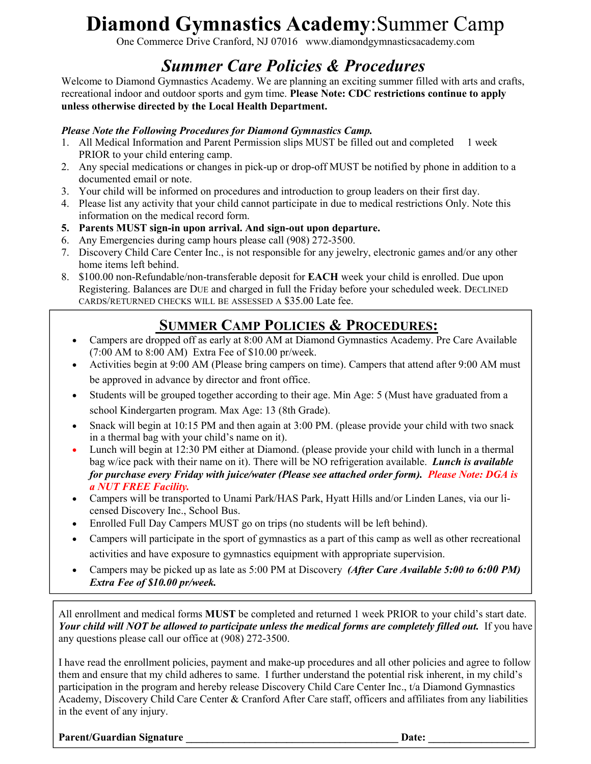# **Diamond Gymnastics Academy**:Summer Camp

One Commerce Drive Cranford, NJ 07016   www.diamondgymnasticsacademy.com

## *Summer Care Policies & Procedures*

Welcome to Diamond Gymnastics Academy. We are planning an exciting summer filled with arts and crafts, recreational indoor and outdoor sports and gym time. **Please Note: CDC restrictions continue to apply unless otherwise directed by the Local Health Department.**

***Please Note the Following Procedures for Diamond Gymnastics Camp.***

1. All Medical Information and Parent Permission slips MUST be filled out and completed 1 week PRIOR to your child entering camp.
2. Any special medications or changes in pick-up or drop-off MUST be notified by phone in addition to a documented email or note.
3. Your child will be informed on procedures and introduction to group leaders on their first day.
4. Please list any activity that your child cannot participate in due to medical restrictions Only. Note this information on the medical record form.
5. **Parents MUST sign-in upon arrival. And sign-out upon departure.**
6. Any Emergencies during camp hours please call (908) 272-3500.
7. Discovery Child Care Center Inc., is not responsible for any jewelry, electronic games and/or any other home items left behind.
8. $100.00 non-Refundable/non-transferable deposit for **EACH** week your child is enrolled. Due upon Registering. Balances are DUE and charged in full the Friday before your scheduled week. DECLINED CARDS/RETURNED CHECKS WILL BE ASSESSED A $35.00 Late fee.

## **SUMMER CAMP POLICIES & PROCEDURES:**

- Campers are dropped off as early at 8:00 AM at Diamond Gymnastics Academy. Pre Care Available (7:00 AM to 8:00 AM) Extra Fee of $10.00 pr/week.
- Activities begin at 9:00 AM (Please bring campers on time). Campers that attend after 9:00 AM must be approved in advance by director and front office.
- Students will be grouped together according to their age. Min Age: 5 (Must have graduated from a school Kindergarten program. Max Age: 13 (8th Grade).
- Snack will begin at 10:15 PM and then again at 3:00 PM. (please provide your child with two snack in a thermal bag with your child's name on it).
- Lunch will begin at 12:30 PM either at Diamond. (please provide your child with lunch in a thermal bag w/ice pack with their name on it). There will be NO refrigeration available. ***Lunch is available for purchase every Friday with juice/water (Please see attached order form).*** ***Please Note: DGA is a NUT FREE Facility.***
- Campers will be transported to Unami Park/HAS Park, Hyatt Hills and/or Linden Lanes, via our licensed Discovery Inc., School Bus.
- Enrolled Full Day Campers MUST go on trips (no students will be left behind).
- Campers will participate in the sport of gymnastics as a part of this camp as well as other recreational activities and have exposure to gymnastics equipment with appropriate supervision.
- Campers may be picked up as late as 5:00 PM at Discovery ***(After Care Available 5:00 to 6:00 PM) Extra Fee of $10.00 pr/week.***

All enrollment and medical forms **MUST** be completed and returned 1 week PRIOR to your child's start date. ***Your child will NOT be allowed to participate unless the medical forms are completely filled out.*** If you have any questions please call our office at (908) 272-3500.

I have read the enrollment policies, payment and make-up procedures and all other policies and agree to follow them and ensure that my child adheres to same. I further understand the potential risk inherent, in my child's participation in the program and hereby release Discovery Child Care Center Inc., t/a Diamond Gymnastics Academy, Discovery Child Care Center & Cranford After Care staff, officers and affiliates from any liabilities in the event of any injury.

**Parent/Guardian Signature** ________________________________________ **Date:** ___________________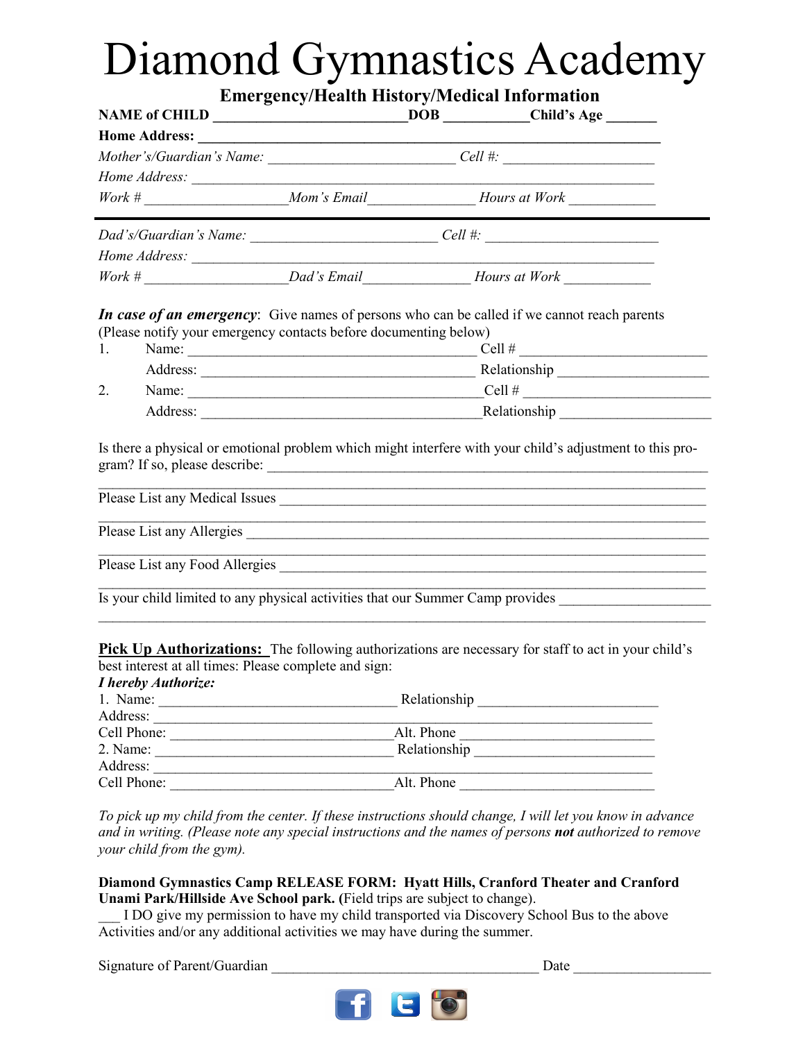# Diamond Gymnastics Academy

## Emergency/Health History/Medical Information

**NAME of CHILD** ___________________________ **DOB** ___________ **Child's Age** _______

**Home Address:** _________________________________________________________________

*Mother's/Guardian's Name:* __________________________ *Cell #:* _____________________

*Home Address:* ________________________________________________________________

*Work #* ___________________ *Mom's Email* ______________ *Hours at Work* ____________

---

*Dad's/Guardian's Name:* __________________________ *Cell #:* _________________________

*Home Address:* ________________________________________________________________

*Work #* ___________________ *Dad's Email* ______________ *Hours at Work* ____________

***In case of an emergency***: Give names of persons who can be called if we cannot reach parents (Please notify your emergency contacts before documenting below)

1. Name: _______________________________________ Cell # __________________________

   Address: _____________________________________ Relationship _____________________

2. Name: _______________________________________ Cell # __________________________

   Address: _____________________________________ Relationship _____________________

Is there a physical or emotional problem which might interfere with your child's adjustment to this program? If so, please describe: _____________________________________________________________

_________________________________________________________________________________

Please List any Medical Issues ___________________________________________________________

_________________________________________________________________________________

Please List any Allergies ________________________________________________________________

_________________________________________________________________________________

Please List any Food Allergies ___________________________________________________________

_________________________________________________________________________________

Is your child limited to any physical activities that our Summer Camp provides ____________________

_________________________________________________________________________________

**Pick Up Authorizations:** The following authorizations are necessary for staff to act in your child's best interest at all times: Please complete and sign:

***I hereby Authorize:***

1. Name: ________________________________ Relationship ________________________
Address: ________________________________________________________________________
Cell Phone: ______________________________ Alt. Phone __________________________

2. Name: ________________________________ Relationship ________________________
Address: ________________________________________________________________________
Cell Phone: ______________________________ Alt. Phone __________________________

*To pick up my child from the center. If these instructions should change, I will let you know in advance and in writing. (Please note any special instructions and the names of persons* ***not*** *authorized to remove your child from the gym).*

**Diamond Gymnastics Camp RELEASE FORM: Hyatt Hills, Cranford Theater and Cranford Unami Park/Hillside Ave School park. (**Field trips are subject to change).

___ I DO give my permission to have my child transported via Discovery School Bus to the above Activities and/or any additional activities we may have during the summer.

Signature of Parent/Guardian ____________________________________ Date ___________________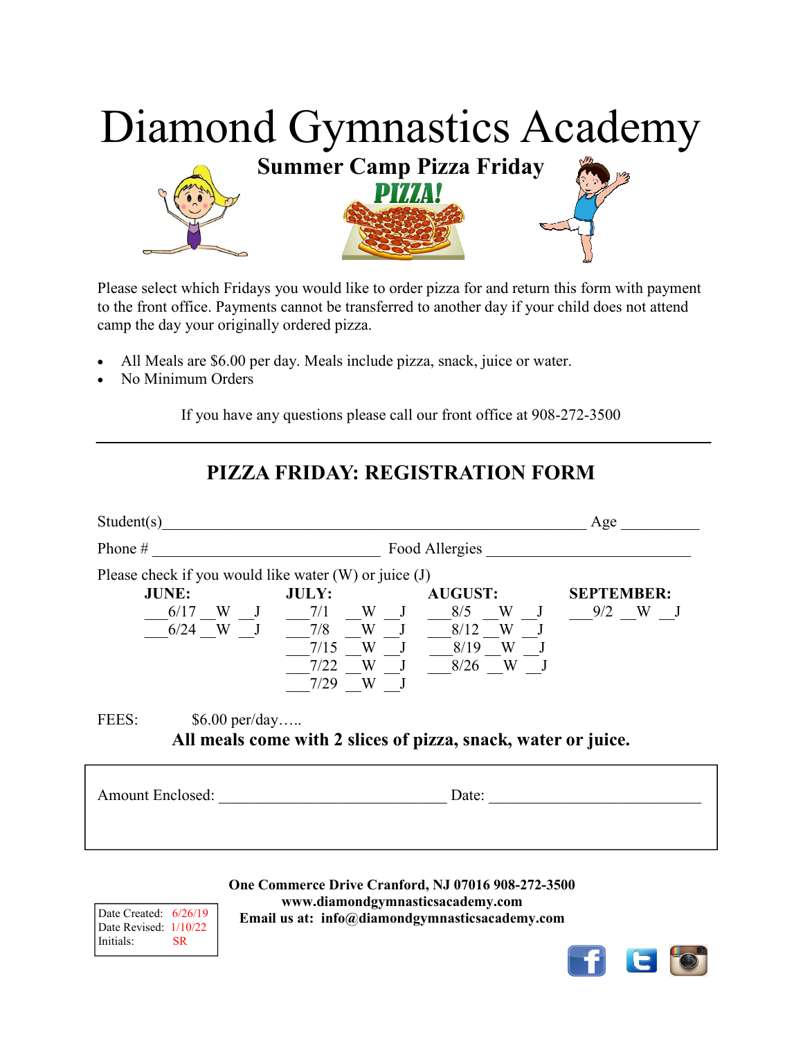# Diamond Gymnastics Academy

## Summer Camp Pizza Friday

PIZZA!

Please select which Fridays you would like to order pizza for and return this form with payment to the front office. Payments cannot be transferred to another day if your child does not attend camp the day your originally ordered pizza.

- All Meals are $6.00 per day. Meals include pizza, snack, juice or water.
- No Minimum Orders

If you have any questions please call our front office at 908-272-3500

---

## PIZZA FRIDAY: REGISTRATION FORM

Student(s)_______________________________________________ Age __________

Phone # ____________________________ Food Allergies _________________________

Please check if you would like water (W) or juice (J)

| JUNE: | JULY: | AUGUST: | SEPTEMBER: |
|---|---|---|---|
| ___6/17 __W __J | ___7/1 __W __J | ___8/5 __W __J | ___9/2 __W __J |
| ___6/24 __W __J | ___7/8 __W __J | ___8/12 __W __J | |
| | ___7/15 __W __J | ___8/19 __W __J | |
| | ___7/22 __W __J | ___8/26 __W __J | |
| | ___7/29 __W __J | | |

FEES: $6.00 per/day…..

**All meals come with 2 slices of pizza, snack, water or juice.**

Amount Enclosed: ____________________________ Date: ___________________________

**One Commerce Drive Cranford, NJ 07016 908-272-3500**
**www.diamondgymnasticsacademy.com**
**Email us at: info@diamondgymnasticsacademy.com**

Date Created: 6/26/19
Date Revised: 1/10/22
Initials: SR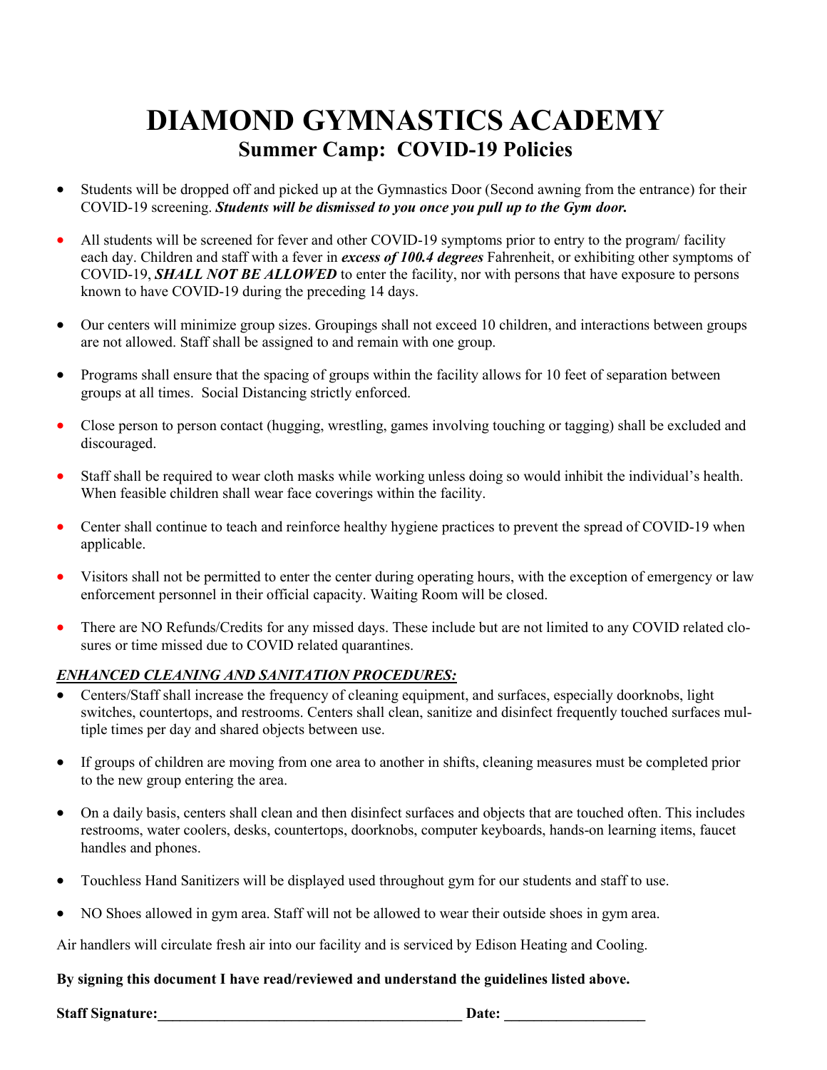# DIAMOND GYMNASTICS ACADEMY

## Summer Camp: COVID-19 Policies

- Students will be dropped off and picked up at the Gymnastics Door (Second awning from the entrance) for their COVID-19 screening. ***Students will be dismissed to you once you pull up to the Gym door.***

- All students will be screened for fever and other COVID-19 symptoms prior to entry to the program/ facility each day. Children and staff with a fever in ***excess of 100.4 degrees*** Fahrenheit, or exhibiting other symptoms of COVID-19, ***SHALL NOT BE ALLOWED*** to enter the facility, nor with persons that have exposure to persons known to have COVID-19 during the preceding 14 days.

- Our centers will minimize group sizes. Groupings shall not exceed 10 children, and interactions between groups are not allowed. Staff shall be assigned to and remain with one group.

- Programs shall ensure that the spacing of groups within the facility allows for 10 feet of separation between groups at all times. Social Distancing strictly enforced.

- Close person to person contact (hugging, wrestling, games involving touching or tagging) shall be excluded and discouraged.

- Staff shall be required to wear cloth masks while working unless doing so would inhibit the individual's health. When feasible children shall wear face coverings within the facility.

- Center shall continue to teach and reinforce healthy hygiene practices to prevent the spread of COVID-19 when applicable.

- Visitors shall not be permitted to enter the center during operating hours, with the exception of emergency or law enforcement personnel in their official capacity. Waiting Room will be closed.

- There are NO Refunds/Credits for any missed days. These include but are not limited to any COVID related closures or time missed due to COVID related quarantines.

***ENHANCED CLEANING AND SANITATION PROCEDURES:***

- Centers/Staff shall increase the frequency of cleaning equipment, and surfaces, especially doorknobs, light switches, countertops, and restrooms. Centers shall clean, sanitize and disinfect frequently touched surfaces multiple times per day and shared objects between use.

- If groups of children are moving from one area to another in shifts, cleaning measures must be completed prior to the new group entering the area.

- On a daily basis, centers shall clean and then disinfect surfaces and objects that are touched often. This includes restrooms, water coolers, desks, countertops, doorknobs, computer keyboards, hands-on learning items, faucet handles and phones.

- Touchless Hand Sanitizers will be displayed used throughout gym for our students and staff to use.

- NO Shoes allowed in gym area. Staff will not be allowed to wear their outside shoes in gym area.

Air handlers will circulate fresh air into our facility and is serviced by Edison Heating and Cooling.

**By signing this document I have read/reviewed and understand the guidelines listed above.**

**Staff Signature:**_________________________________________ **Date:** ___________________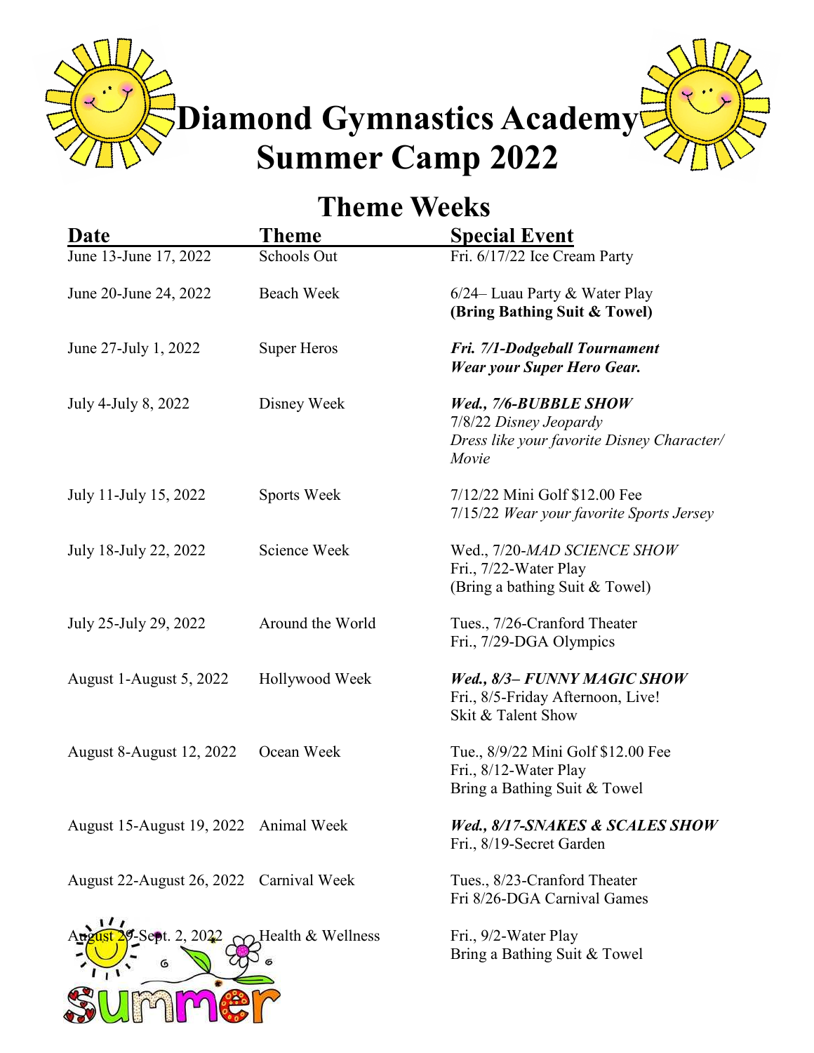# Diamond Gymnastics Academy Summer Camp 2022

## Theme Weeks

| Date | Theme | Special Event |
|---|---|---|
| June 13-June 17, 2022 | Schools Out | Fri. 6/17/22 Ice Cream Party |
| June 20-June 24, 2022 | Beach Week | 6/24– Luau Party & Water Play<br>**(Bring Bathing Suit & Towel)** |
| June 27-July 1, 2022 | Super Heros | ***Fri. 7/1-Dodgeball Tournament***<br>***Wear your Super Hero Gear.*** |
| July 4-July 8, 2022 | Disney Week | ***Wed., 7/6-BUBBLE SHOW***<br>7/8/22 *Disney Jeopardy*<br>*Dress like your favorite Disney Character/ Movie* |
| July 11-July 15, 2022 | Sports Week | 7/12/22 Mini Golf $12.00 Fee<br>7/15/22 *Wear your favorite Sports Jersey* |
| July 18-July 22, 2022 | Science Week | Wed., 7/20-*MAD SCIENCE SHOW*<br>Fri., 7/22-Water Play<br>(Bring a bathing Suit & Towel) |
| July 25-July 29, 2022 | Around the World | Tues., 7/26-Cranford Theater<br>Fri., 7/29-DGA Olympics |
| August 1-August 5, 2022 | Hollywood Week | ***Wed., 8/3– FUNNY MAGIC SHOW***<br>Fri., 8/5-Friday Afternoon, Live! Skit & Talent Show |
| August 8-August 12, 2022 | Ocean Week | Tue., 8/9/22 Mini Golf $12.00 Fee<br>Fri., 8/12-Water Play<br>Bring a Bathing Suit & Towel |
| August 15-August 19, 2022 | Animal Week | ***Wed., 8/17-SNAKES & SCALES SHOW***<br>Fri., 8/19-Secret Garden |
| August 22-August 26, 2022 | Carnival Week | Tues., 8/23-Cranford Theater<br>Fri 8/26-DGA Carnival Games |
| August 29-Sept. 2, 2022 | Health & Wellness | Fri., 9/2-Water Play<br>Bring a Bathing Suit & Towel |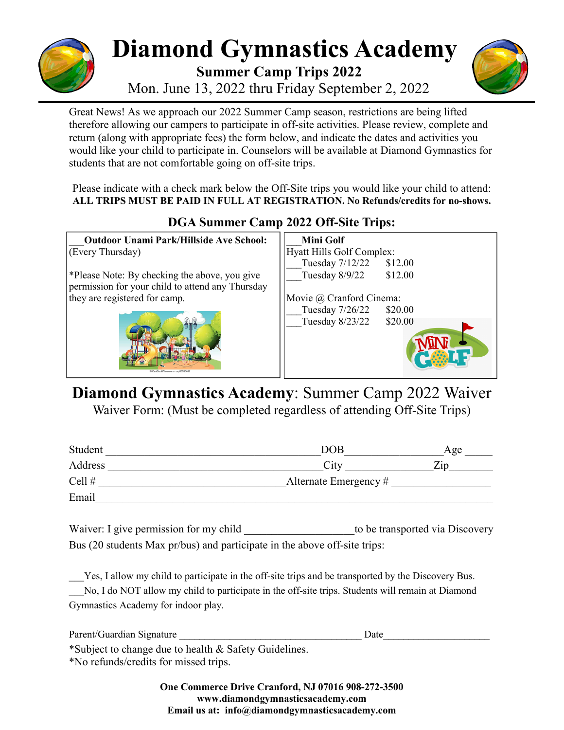# Diamond Gymnastics Academy

**Summer Camp Trips 2022**

Mon. June 13, 2022 thru Friday September 2, 2022

Great News! As we approach our 2022 Summer Camp season, restrictions are being lifted therefore allowing our campers to participate in off-site activities. Please review, complete and return (along with appropriate fees) the form below, and indicate the dates and activities you would like your child to participate in. Counselors will be available at Diamond Gymnastics for students that are not comfortable going on off-site trips.

Please indicate with a check mark below the Off-Site trips you would like your child to attend:
**ALL TRIPS MUST BE PAID IN FULL AT REGISTRATION. No Refunds/credits for no-shows.**

## DGA Summer Camp 2022 Off-Site Trips:

**___Outdoor Unami Park/Hillside Ave School:**
(Every Thursday)

*Please Note: By checking the above, you give permission for your child to attend any Thursday they are registered for camp.

**___Mini Golf**

Hyatt Hills Golf Complex:
___Tuesday 7/12/22 $12.00
___Tuesday 8/9/22 $12.00

Movie @ Cranford Cinema:
___Tuesday 7/26/22 $20.00
___Tuesday 8/23/22 $20.00

## **Diamond Gymnastics Academy**: Summer Camp 2022 Waiver

Waiver Form: (Must be completed regardless of attending Off-Site Trips)

Student ________________________________________ DOB __________________ Age _____
Address ________________________________________ City ________________ Zip ________
Cell # __________________________________ Alternate Emergency # __________________
Email ____________________________________________________________________________

Waiver: I give permission for my child ____________________ to be transported via Discovery Bus (20 students Max pr/bus) and participate in the above off-site trips:

___Yes, I allow my child to participate in the off-site trips and be transported by the Discovery Bus.
___No, I do NOT allow my child to participate in the off-site trips. Students will remain at Diamond Gymnastics Academy for indoor play.

Parent/Guardian Signature ____________________________________ Date _____________________

*Subject to change due to health & Safety Guidelines.
*No refunds/credits for missed trips.

**One Commerce Drive Cranford, NJ 07016 908-272-3500**
**www.diamondgymnasticsacademy.com**
**Email us at: info@diamondgymnasticsacademy.com**